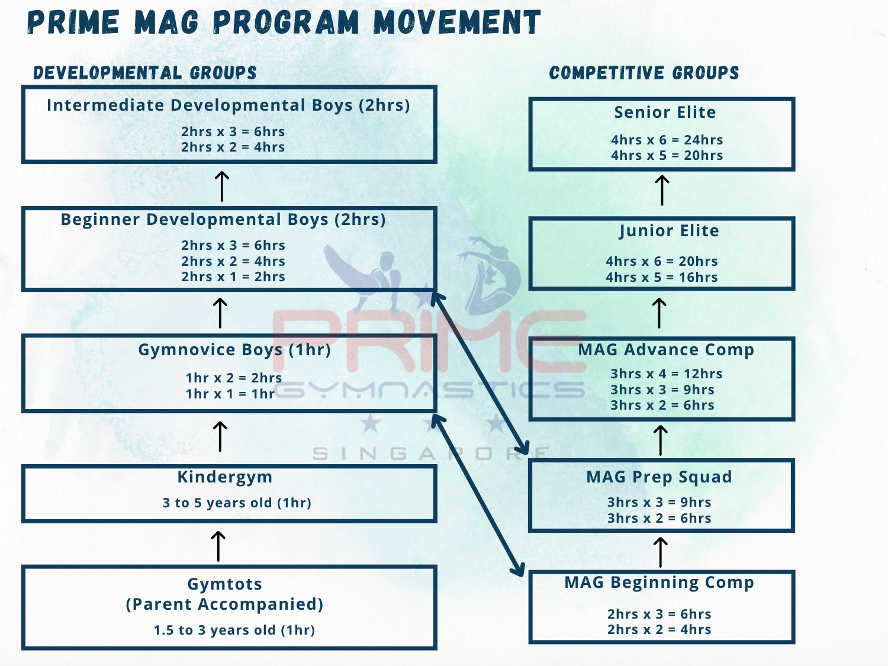# PRIME MAG PROGRAM MOVEMENT

## DEVELOPMENTAL GROUPS

**Intermediate Developmental Boys (2hrs)**

2hrs x 3 = 6hrs
2hrs x 2 = 4hrs

↑

**Beginner Developmental Boys (2hrs)**

2hrs x 3 = 6hrs
2hrs x 2 = 4hrs
2hrs x 1 = 2hrs

↑

**Gymnovice Boys (1hr)**

1hr x 2 = 2hrs
1hr x 1 = 1hr

↑

**Kindergym**

3 to 5 years old (1hr)

↑

**Gymtots (Parent Accompanied)**

1.5 to 3 years old (1hr)

## COMPETITIVE GROUPS

**Senior Elite**

4hrs x 6 = 24hrs
4hrs x 5 = 20hrs

↑

**Junior Elite**

4hrs x 6 = 20hrs
4hrs x 5 = 16hrs

↑

**MAG Advance Comp**

3hrs x 4 = 12hrs
3hrs x 3 = 9hrs
3hrs x 2 = 6hrs

↑

**MAG Prep Squad**

3hrs x 3 = 9hrs
3hrs x 2 = 6hrs

↑

**MAG Beginning Comp**

2hrs x 3 = 6hrs
2hrs x 2 = 4hrs

PRIME GYMNASTICS SINGAPORE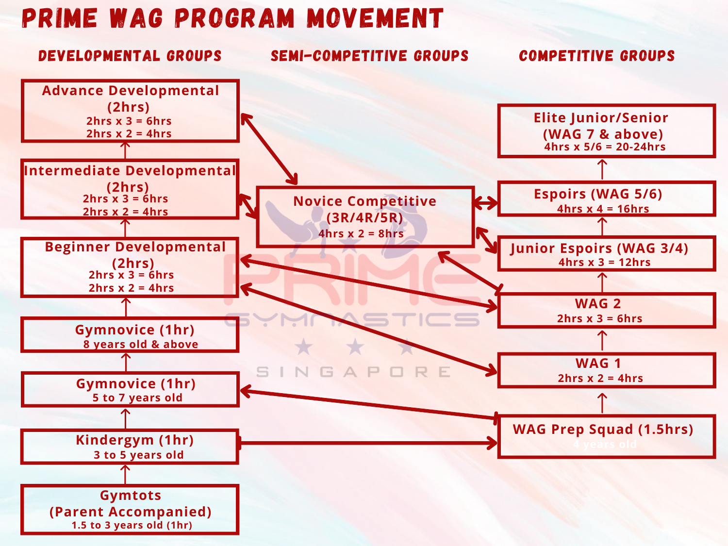# PRIME WAG PROGRAM MOVEMENT

## DEVELOPMENTAL GROUPS

**Advance Developmental (2hrs)**
2hrs x 3 = 6hrs
2hrs x 2 = 4hrs

**Intermediate Developmental (2hrs)**
2hrs x 3 = 6hrs
2hrs x 2 = 4hrs

**Beginner Developmental (2hrs)**
2hrs x 3 = 6hrs
2hrs x 2 = 4hrs

**Gymnovice (1hr)**
8 years old & above

**Gymnovice (1hr)**
5 to 7 years old

**Kindergym (1hr)**
3 to 5 years old

**Gymtots (Parent Accompanied)**
1.5 to 3 years old (1hr)

## SEMI-COMPETITIVE GROUPS

**Novice Competitive (3R/4R/5R)**
4hrs x 2 = 8hrs

## COMPETITIVE GROUPS

**Elite Junior/Senior (WAG 7 & above)**
4hrs x 5/6 = 20-24hrs

**Espoirs (WAG 5/6)**
4hrs x 4 = 16hrs

**Junior Espoirs (WAG 3/4)**
4hrs x 3 = 12hrs

**WAG 2**
2hrs x 3 = 6hrs

**WAG 1**
2hrs x 2 = 4hrs

**WAG Prep Squad (1.5hrs)**
4 years old

PRIME GYMNASTICS SINGAPORE